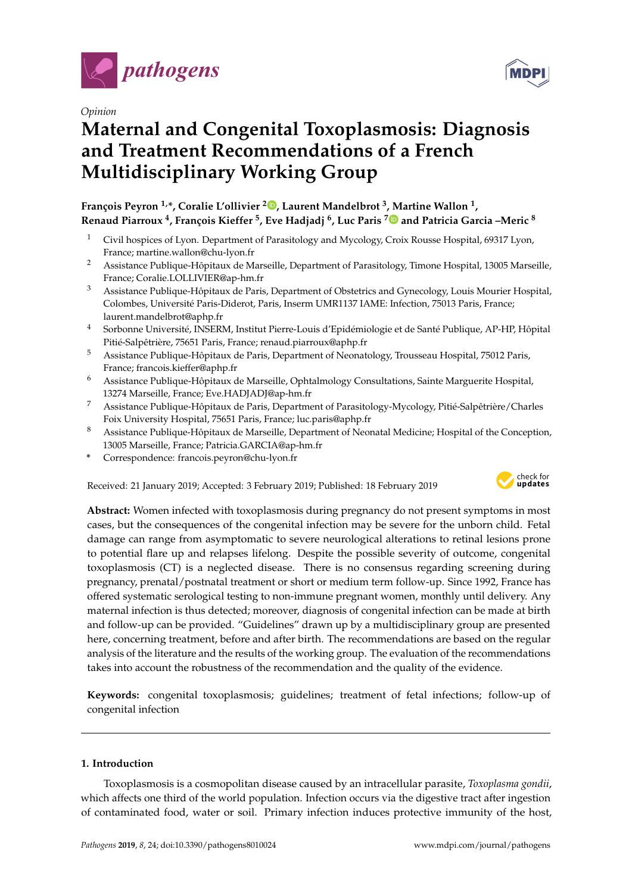*Opinion*

# Maternal and Congenital Toxoplasmosis: Diagnosis and Treatment Recommendations of a French Multidisciplinary Working Group

**François Peyron [1,*], Coralie L'ollivier [2], Laurent Mandelbrot [3], Martine Wallon [1], Renaud Piarroux [4], François Kieffer [5], Eve Hadjadj [6], Luc Paris [7] and Patricia Garcia –Meric [8]**

1. Civil hospices of Lyon. Department of Parasitology and Mycology, Croix Rousse Hospital, 69317 Lyon, France; martine.wallon@chu-lyon.fr
2. Assistance Publique-Hôpitaux de Marseille, Department of Parasitology, Timone Hospital, 13005 Marseille, France; Coralie.LOLLIVIER@ap-hm.fr
3. Assistance Publique-Hôpitaux de Paris, Department of Obstetrics and Gynecology, Louis Mourier Hospital, Colombes, Université Paris-Diderot, Paris, Inserm UMR1137 IAME: Infection, 75013 Paris, France; laurent.mandelbrot@aphp.fr
4. Sorbonne Université, INSERM, Institut Pierre-Louis d'Epidémiologie et de Santé Publique, AP-HP, Hôpital Pitié-Salpêtrière, 75651 Paris, France; renaud.piarroux@aphp.fr
5. Assistance Publique-Hôpitaux de Paris, Department of Neonatology, Trousseau Hospital, 75012 Paris, France; francois.kieffer@aphp.fr
6. Assistance Publique-Hôpitaux de Marseille, Ophtalmology Consultations, Sainte Marguerite Hospital, 13274 Marseille, France; Eve.HADJADJ@ap-hm.fr
7. Assistance Publique-Hôpitaux de Paris, Department of Parasitology-Mycology, Pitié-Salpêtrière/Charles Foix University Hospital, 75651 Paris, France; luc.paris@aphp.fr
8. Assistance Publique-Hôpitaux de Marseille, Department of Neonatal Medicine; Hospital of the Conception, 13005 Marseille, France; Patricia.GARCIA@ap-hm.fr

\* Correspondence: francois.peyron@chu-lyon.fr

Received: 21 January 2019; Accepted: 3 February 2019; Published: 18 February 2019

**Abstract:** Women infected with toxoplasmosis during pregnancy do not present symptoms in most cases, but the consequences of the congenital infection may be severe for the unborn child. Fetal damage can range from asymptomatic to severe neurological alterations to retinal lesions prone to potential flare up and relapses lifelong. Despite the possible severity of outcome, congenital toxoplasmosis (CT) is a neglected disease. There is no consensus regarding screening during pregnancy, prenatal/postnatal treatment or short or medium term follow-up. Since 1992, France has offered systematic serological testing to non-immune pregnant women, monthly until delivery. Any maternal infection is thus detected; moreover, diagnosis of congenital infection can be made at birth and follow-up can be provided. "Guidelines" drawn up by a multidisciplinary group are presented here, concerning treatment, before and after birth. The recommendations are based on the regular analysis of the literature and the results of the working group. The evaluation of the recommendations takes into account the robustness of the recommendation and the quality of the evidence.

**Keywords:** congenital toxoplasmosis; guidelines; treatment of fetal infections; follow-up of congenital infection

## 1. Introduction

Toxoplasmosis is a cosmopolitan disease caused by an intracellular parasite, *Toxoplasma gondii*, which affects one third of the world population. Infection occurs via the digestive tract after ingestion of contaminated food, water or soil. Primary infection induces protective immunity of the host,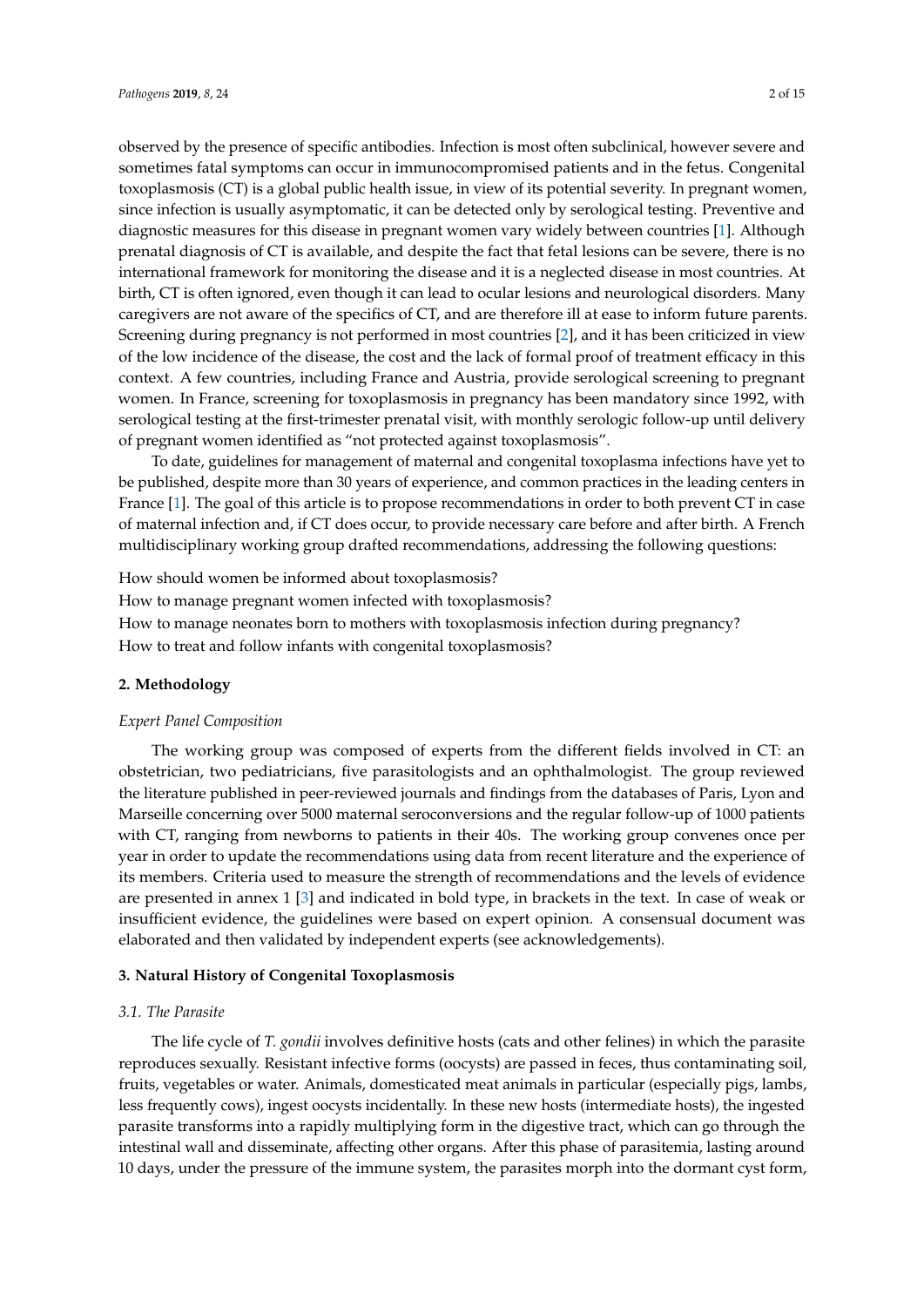observed by the presence of specific antibodies. Infection is most often subclinical, however severe and sometimes fatal symptoms can occur in immunocompromised patients and in the fetus. Congenital toxoplasmosis (CT) is a global public health issue, in view of its potential severity. In pregnant women, since infection is usually asymptomatic, it can be detected only by serological testing. Preventive and diagnostic measures for this disease in pregnant women vary widely between countries [1]. Although prenatal diagnosis of CT is available, and despite the fact that fetal lesions can be severe, there is no international framework for monitoring the disease and it is a neglected disease in most countries. At birth, CT is often ignored, even though it can lead to ocular lesions and neurological disorders. Many caregivers are not aware of the specifics of CT, and are therefore ill at ease to inform future parents. Screening during pregnancy is not performed in most countries [2], and it has been criticized in view of the low incidence of the disease, the cost and the lack of formal proof of treatment efficacy in this context. A few countries, including France and Austria, provide serological screening to pregnant women. In France, screening for toxoplasmosis in pregnancy has been mandatory since 1992, with serological testing at the first-trimester prenatal visit, with monthly serologic follow-up until delivery of pregnant women identified as "not protected against toxoplasmosis".

To date, guidelines for management of maternal and congenital toxoplasma infections have yet to be published, despite more than 30 years of experience, and common practices in the leading centers in France [1]. The goal of this article is to propose recommendations in order to both prevent CT in case of maternal infection and, if CT does occur, to provide necessary care before and after birth. A French multidisciplinary working group drafted recommendations, addressing the following questions:

How should women be informed about toxoplasmosis?
How to manage pregnant women infected with toxoplasmosis?
How to manage neonates born to mothers with toxoplasmosis infection during pregnancy?
How to treat and follow infants with congenital toxoplasmosis?

## 2. Methodology

*Expert Panel Composition*

The working group was composed of experts from the different fields involved in CT: an obstetrician, two pediatricians, five parasitologists and an ophthalmologist. The group reviewed the literature published in peer-reviewed journals and findings from the databases of Paris, Lyon and Marseille concerning over 5000 maternal seroconversions and the regular follow-up of 1000 patients with CT, ranging from newborns to patients in their 40s. The working group convenes once per year in order to update the recommendations using data from recent literature and the experience of its members. Criteria used to measure the strength of recommendations and the levels of evidence are presented in annex 1 [3] and indicated in bold type, in brackets in the text. In case of weak or insufficient evidence, the guidelines were based on expert opinion. A consensual document was elaborated and then validated by independent experts (see acknowledgements).

## 3. Natural History of Congenital Toxoplasmosis

### 3.1. The Parasite

The life cycle of *T. gondii* involves definitive hosts (cats and other felines) in which the parasite reproduces sexually. Resistant infective forms (oocysts) are passed in feces, thus contaminating soil, fruits, vegetables or water. Animals, domesticated meat animals in particular (especially pigs, lambs, less frequently cows), ingest oocysts incidentally. In these new hosts (intermediate hosts), the ingested parasite transforms into a rapidly multiplying form in the digestive tract, which can go through the intestinal wall and disseminate, affecting other organs. After this phase of parasitemia, lasting around 10 days, under the pressure of the immune system, the parasites morph into the dormant cyst form,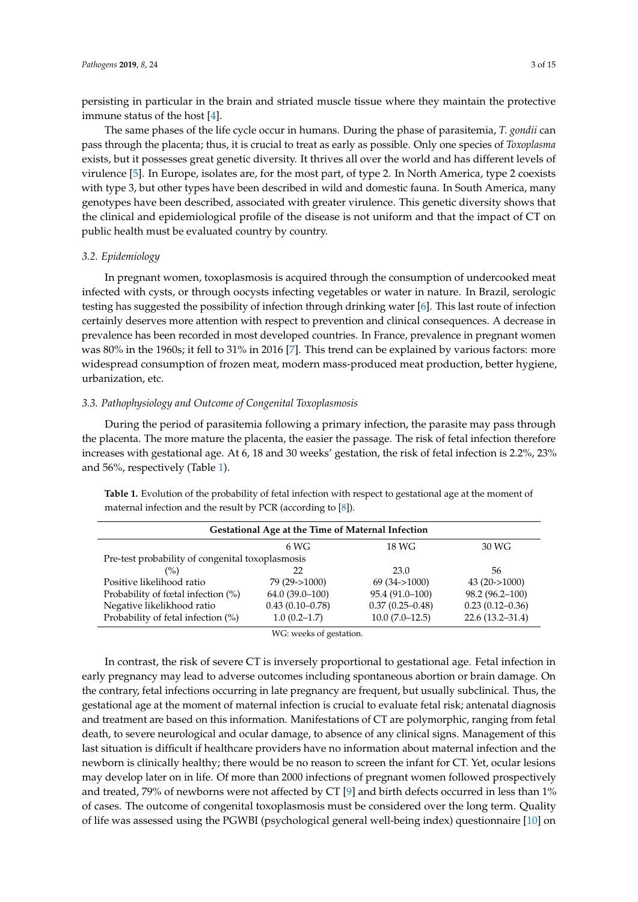persisting in particular in the brain and striated muscle tissue where they maintain the protective immune status of the host [4].

The same phases of the life cycle occur in humans. During the phase of parasitemia, *T. gondii* can pass through the placenta; thus, it is crucial to treat as early as possible. Only one species of *Toxoplasma* exists, but it possesses great genetic diversity. It thrives all over the world and has different levels of virulence [5]. In Europe, isolates are, for the most part, of type 2. In North America, type 2 coexists with type 3, but other types have been described in wild and domestic fauna. In South America, many genotypes have been described, associated with greater virulence. This genetic diversity shows that the clinical and epidemiological profile of the disease is not uniform and that the impact of CT on public health must be evaluated country by country.

### 3.2. Epidemiology

In pregnant women, toxoplasmosis is acquired through the consumption of undercooked meat infected with cysts, or through oocysts infecting vegetables or water in nature. In Brazil, serologic testing has suggested the possibility of infection through drinking water [6]. This last route of infection certainly deserves more attention with respect to prevention and clinical consequences. A decrease in prevalence has been recorded in most developed countries. In France, prevalence in pregnant women was 80% in the 1960s; it fell to 31% in 2016 [7]. This trend can be explained by various factors: more widespread consumption of frozen meat, modern mass-produced meat production, better hygiene, urbanization, etc.

### 3.3. Pathophysiology and Outcome of Congenital Toxoplasmosis

During the period of parasitemia following a primary infection, the parasite may pass through the placenta. The more mature the placenta, the easier the passage. The risk of fetal infection therefore increases with gestational age. At 6, 18 and 30 weeks' gestation, the risk of fetal infection is 2.2%, 23% and 56%, respectively (Table 1).

**Table 1.** Evolution of the probability of fetal infection with respect to gestational age at the moment of maternal infection and the result by PCR (according to [8]).

| Gestational Age at the Time of Maternal Infection | | | |
|---|---|---|---|
| | 6 WG | 18 WG | 30 WG |
| Pre-test probability of congenital toxoplasmosis (%) | 22 | 23.0 | 56 |
| Positive likelihood ratio | 79 (29->1000) | 69 (34->1000) | 43 (20->1000) |
| Probability of fœtal infection (%) | 64.0 (39.0–100) | 95.4 (91.0–100) | 98.2 (96.2–100) |
| Negative likelihood ratio | 0.43 (0.10–0.78) | 0.37 (0.25–0.48) | 0.23 (0.12–0.36) |
| Probability of fetal infection (%) | 1.0 (0.2–1.7) | 10.0 (7.0–12.5) | 22.6 (13.2–31.4) |

WG: weeks of gestation.

In contrast, the risk of severe CT is inversely proportional to gestational age. Fetal infection in early pregnancy may lead to adverse outcomes including spontaneous abortion or brain damage. On the contrary, fetal infections occurring in late pregnancy are frequent, but usually subclinical. Thus, the gestational age at the moment of maternal infection is crucial to evaluate fetal risk; antenatal diagnosis and treatment are based on this information. Manifestations of CT are polymorphic, ranging from fetal death, to severe neurological and ocular damage, to absence of any clinical signs. Management of this last situation is difficult if healthcare providers have no information about maternal infection and the newborn is clinically healthy; there would be no reason to screen the infant for CT. Yet, ocular lesions may develop later on in life. Of more than 2000 infections of pregnant women followed prospectively and treated, 79% of newborns were not affected by CT [9] and birth defects occurred in less than 1% of cases. The outcome of congenital toxoplasmosis must be considered over the long term. Quality of life was assessed using the PGWBI (psychological general well-being index) questionnaire [10] on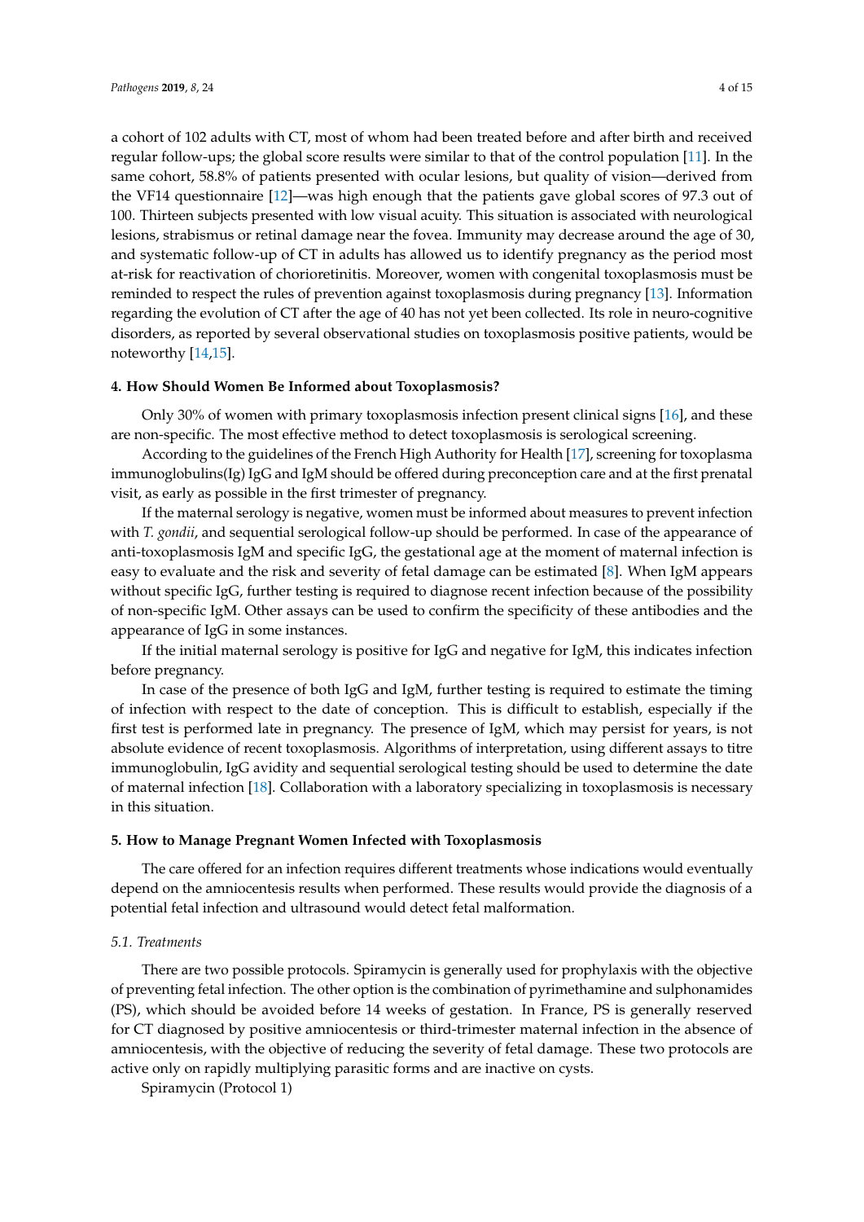a cohort of 102 adults with CT, most of whom had been treated before and after birth and received regular follow-ups; the global score results were similar to that of the control population [11]. In the same cohort, 58.8% of patients presented with ocular lesions, but quality of vision—derived from the VF14 questionnaire [12]—was high enough that the patients gave global scores of 97.3 out of 100. Thirteen subjects presented with low visual acuity. This situation is associated with neurological lesions, strabismus or retinal damage near the fovea. Immunity may decrease around the age of 30, and systematic follow-up of CT in adults has allowed us to identify pregnancy as the period most at-risk for reactivation of chorioretinitis. Moreover, women with congenital toxoplasmosis must be reminded to respect the rules of prevention against toxoplasmosis during pregnancy [13]. Information regarding the evolution of CT after the age of 40 has not yet been collected. Its role in neuro-cognitive disorders, as reported by several observational studies on toxoplasmosis positive patients, would be noteworthy [14,15].

## 4. How Should Women Be Informed about Toxoplasmosis?

Only 30% of women with primary toxoplasmosis infection present clinical signs [16], and these are non-specific. The most effective method to detect toxoplasmosis is serological screening.

According to the guidelines of the French High Authority for Health [17], screening for toxoplasma immunoglobulins(Ig) IgG and IgM should be offered during preconception care and at the first prenatal visit, as early as possible in the first trimester of pregnancy.

If the maternal serology is negative, women must be informed about measures to prevent infection with *T. gondii*, and sequential serological follow-up should be performed. In case of the appearance of anti-toxoplasmosis IgM and specific IgG, the gestational age at the moment of maternal infection is easy to evaluate and the risk and severity of fetal damage can be estimated [8]. When IgM appears without specific IgG, further testing is required to diagnose recent infection because of the possibility of non-specific IgM. Other assays can be used to confirm the specificity of these antibodies and the appearance of IgG in some instances.

If the initial maternal serology is positive for IgG and negative for IgM, this indicates infection before pregnancy.

In case of the presence of both IgG and IgM, further testing is required to estimate the timing of infection with respect to the date of conception. This is difficult to establish, especially if the first test is performed late in pregnancy. The presence of IgM, which may persist for years, is not absolute evidence of recent toxoplasmosis. Algorithms of interpretation, using different assays to titre immunoglobulin, IgG avidity and sequential serological testing should be used to determine the date of maternal infection [18]. Collaboration with a laboratory specializing in toxoplasmosis is necessary in this situation.

## 5. How to Manage Pregnant Women Infected with Toxoplasmosis

The care offered for an infection requires different treatments whose indications would eventually depend on the amniocentesis results when performed. These results would provide the diagnosis of a potential fetal infection and ultrasound would detect fetal malformation.

### *5.1. Treatments*

There are two possible protocols. Spiramycin is generally used for prophylaxis with the objective of preventing fetal infection. The other option is the combination of pyrimethamine and sulphonamides (PS), which should be avoided before 14 weeks of gestation. In France, PS is generally reserved for CT diagnosed by positive amniocentesis or third-trimester maternal infection in the absence of amniocentesis, with the objective of reducing the severity of fetal damage. These two protocols are active only on rapidly multiplying parasitic forms and are inactive on cysts.

Spiramycin (Protocol 1)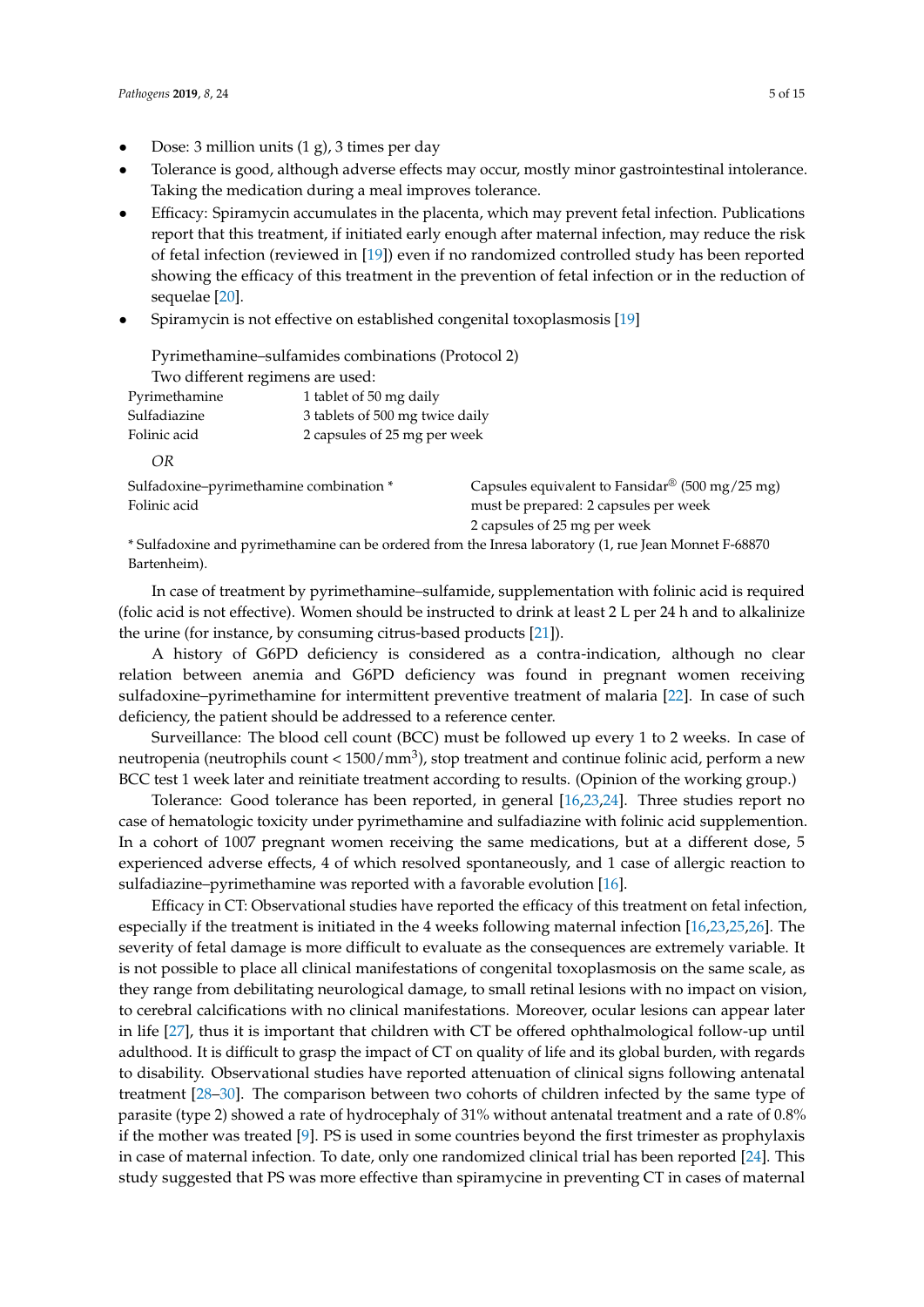- Dose: 3 million units (1 g), 3 times per day
- Tolerance is good, although adverse effects may occur, mostly minor gastrointestinal intolerance. Taking the medication during a meal improves tolerance.
- Efficacy: Spiramycin accumulates in the placenta, which may prevent fetal infection. Publications report that this treatment, if initiated early enough after maternal infection, may reduce the risk of fetal infection (reviewed in [19]) even if no randomized controlled study has been reported showing the efficacy of this treatment in the prevention of fetal infection or in the reduction of sequelae [20].
- Spiramycin is not effective on established congenital toxoplasmosis [19]

Pyrimethamine–sulfamides combinations (Protocol 2)

Two different regimens are used:

| | |
|---|---|
| Pyrimethamine | 1 tablet of 50 mg daily |
| Sulfadiazine | 3 tablets of 500 mg twice daily |
| Folinic acid | 2 capsules of 25 mg per week |

*OR*

| | |
|---|---|
| Sulfadoxine–pyrimethamine combination * | Capsules equivalent to Fansidar® (500 mg/25 mg) must be prepared: 2 capsules per week |
| Folinic acid | 2 capsules of 25 mg per week |

* Sulfadoxine and pyrimethamine can be ordered from the Inresa laboratory (1, rue Jean Monnet F-68870 Bartenheim).

In case of treatment by pyrimethamine–sulfamide, supplementation with folinic acid is required (folic acid is not effective). Women should be instructed to drink at least 2 L per 24 h and to alkalinize the urine (for instance, by consuming citrus-based products [21]).

A history of G6PD deficiency is considered as a contra-indication, although no clear relation between anemia and G6PD deficiency was found in pregnant women receiving sulfadoxine–pyrimethamine for intermittent preventive treatment of malaria [22]. In case of such deficiency, the patient should be addressed to a reference center.

Surveillance: The blood cell count (BCC) must be followed up every 1 to 2 weeks. In case of neutropenia (neutrophils count < 1500/mm$^3$), stop treatment and continue folinic acid, perform a new BCC test 1 week later and reinitiate treatment according to results. (Opinion of the working group.)

Tolerance: Good tolerance has been reported, in general [16,23,24]. Three studies report no case of hematologic toxicity under pyrimethamine and sulfadiazine with folinic acid supplemention. In a cohort of 1007 pregnant women receiving the same medications, but at a different dose, 5 experienced adverse effects, 4 of which resolved spontaneously, and 1 case of allergic reaction to sulfadiazine–pyrimethamine was reported with a favorable evolution [16].

Efficacy in CT: Observational studies have reported the efficacy of this treatment on fetal infection, especially if the treatment is initiated in the 4 weeks following maternal infection [16,23,25,26]. The severity of fetal damage is more difficult to evaluate as the consequences are extremely variable. It is not possible to place all clinical manifestations of congenital toxoplasmosis on the same scale, as they range from debilitating neurological damage, to small retinal lesions with no impact on vision, to cerebral calcifications with no clinical manifestations. Moreover, ocular lesions can appear later in life [27], thus it is important that children with CT be offered ophthalmological follow-up until adulthood. It is difficult to grasp the impact of CT on quality of life and its global burden, with regards to disability. Observational studies have reported attenuation of clinical signs following antenatal treatment [28–30]. The comparison between two cohorts of children infected by the same type of parasite (type 2) showed a rate of hydrocephaly of 31% without antenatal treatment and a rate of 0.8% if the mother was treated [9]. PS is used in some countries beyond the first trimester as prophylaxis in case of maternal infection. To date, only one randomized clinical trial has been reported [24]. This study suggested that PS was more effective than spiramycine in preventing CT in cases of maternal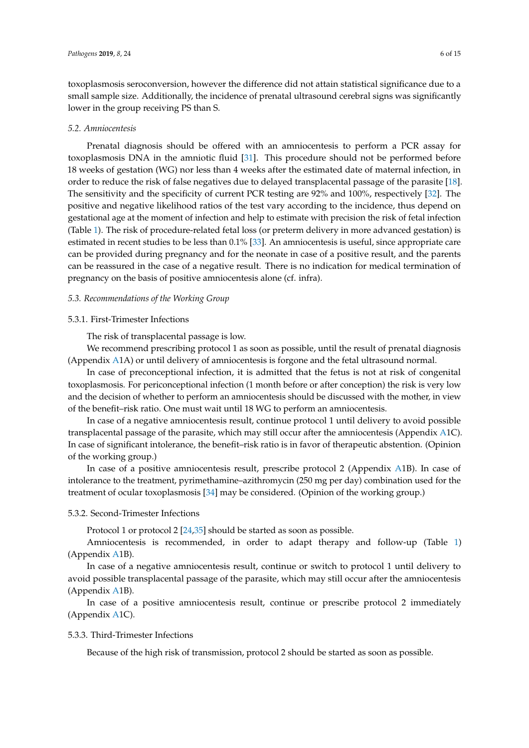toxoplasmosis seroconversion, however the difference did not attain statistical significance due to a small sample size. Additionally, the incidence of prenatal ultrasound cerebral signs was significantly lower in the group receiving PS than S.

### *5.2. Amniocentesis*

Prenatal diagnosis should be offered with an amniocentesis to perform a PCR assay for toxoplasmosis DNA in the amniotic fluid [31]. This procedure should not be performed before 18 weeks of gestation (WG) nor less than 4 weeks after the estimated date of maternal infection, in order to reduce the risk of false negatives due to delayed transplacental passage of the parasite [18]. The sensitivity and the specificity of current PCR testing are 92% and 100%, respectively [32]. The positive and negative likelihood ratios of the test vary according to the incidence, thus depend on gestational age at the moment of infection and help to estimate with precision the risk of fetal infection (Table 1). The risk of procedure-related fetal loss (or preterm delivery in more advanced gestation) is estimated in recent studies to be less than 0.1% [33]. An amniocentesis is useful, since appropriate care can be provided during pregnancy and for the neonate in case of a positive result, and the parents can be reassured in the case of a negative result. There is no indication for medical termination of pregnancy on the basis of positive amniocentesis alone (cf. infra).

### *5.3. Recommendations of the Working Group*

#### 5.3.1. First-Trimester Infections

The risk of transplacental passage is low.

We recommend prescribing protocol 1 as soon as possible, until the result of prenatal diagnosis (Appendix A1A) or until delivery of amniocentesis is forgone and the fetal ultrasound normal.

In case of preconceptional infection, it is admitted that the fetus is not at risk of congenital toxoplasmosis. For periconceptional infection (1 month before or after conception) the risk is very low and the decision of whether to perform an amniocentesis should be discussed with the mother, in view of the benefit–risk ratio. One must wait until 18 WG to perform an amniocentesis.

In case of a negative amniocentesis result, continue protocol 1 until delivery to avoid possible transplacental passage of the parasite, which may still occur after the amniocentesis (Appendix A1C). In case of significant intolerance, the benefit–risk ratio is in favor of therapeutic abstention. (Opinion of the working group.)

In case of a positive amniocentesis result, prescribe protocol 2 (Appendix A1B). In case of intolerance to the treatment, pyrimethamine–azithromycin (250 mg per day) combination used for the treatment of ocular toxoplasmosis [34] may be considered. (Opinion of the working group.)

#### 5.3.2. Second-Trimester Infections

Protocol 1 or protocol 2 [24,35] should be started as soon as possible.

Amniocentesis is recommended, in order to adapt therapy and follow-up (Table 1) (Appendix A1B).

In case of a negative amniocentesis result, continue or switch to protocol 1 until delivery to avoid possible transplacental passage of the parasite, which may still occur after the amniocentesis (Appendix A1B).

In case of a positive amniocentesis result, continue or prescribe protocol 2 immediately (Appendix A1C).

#### 5.3.3. Third-Trimester Infections

Because of the high risk of transmission, protocol 2 should be started as soon as possible.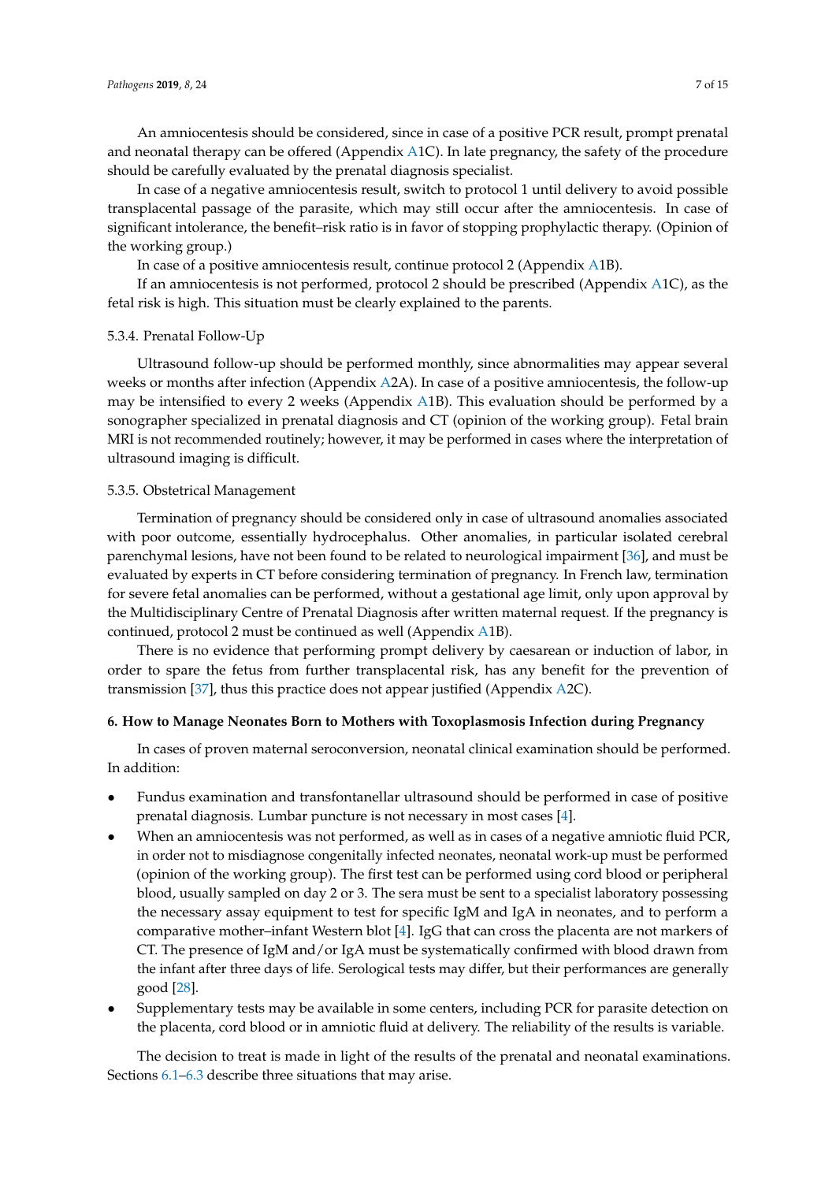An amniocentesis should be considered, since in case of a positive PCR result, prompt prenatal and neonatal therapy can be offered (Appendix A1C). In late pregnancy, the safety of the procedure should be carefully evaluated by the prenatal diagnosis specialist.

In case of a negative amniocentesis result, switch to protocol 1 until delivery to avoid possible transplacental passage of the parasite, which may still occur after the amniocentesis. In case of significant intolerance, the benefit–risk ratio is in favor of stopping prophylactic therapy. (Opinion of the working group.)

In case of a positive amniocentesis result, continue protocol 2 (Appendix A1B).

If an amniocentesis is not performed, protocol 2 should be prescribed (Appendix A1C), as the fetal risk is high. This situation must be clearly explained to the parents.

#### 5.3.4. Prenatal Follow-Up

Ultrasound follow-up should be performed monthly, since abnormalities may appear several weeks or months after infection (Appendix A2A). In case of a positive amniocentesis, the follow-up may be intensified to every 2 weeks (Appendix A1B). This evaluation should be performed by a sonographer specialized in prenatal diagnosis and CT (opinion of the working group). Fetal brain MRI is not recommended routinely; however, it may be performed in cases where the interpretation of ultrasound imaging is difficult.

#### 5.3.5. Obstetrical Management

Termination of pregnancy should be considered only in case of ultrasound anomalies associated with poor outcome, essentially hydrocephalus. Other anomalies, in particular isolated cerebral parenchymal lesions, have not been found to be related to neurological impairment [36], and must be evaluated by experts in CT before considering termination of pregnancy. In French law, termination for severe fetal anomalies can be performed, without a gestational age limit, only upon approval by the Multidisciplinary Centre of Prenatal Diagnosis after written maternal request. If the pregnancy is continued, protocol 2 must be continued as well (Appendix A1B).

There is no evidence that performing prompt delivery by caesarean or induction of labor, in order to spare the fetus from further transplacental risk, has any benefit for the prevention of transmission [37], thus this practice does not appear justified (Appendix A2C).

## 6. How to Manage Neonates Born to Mothers with Toxoplasmosis Infection during Pregnancy

In cases of proven maternal seroconversion, neonatal clinical examination should be performed. In addition:

- Fundus examination and transfontanellar ultrasound should be performed in case of positive prenatal diagnosis. Lumbar puncture is not necessary in most cases [4].
- When an amniocentesis was not performed, as well as in cases of a negative amniotic fluid PCR, in order not to misdiagnose congenitally infected neonates, neonatal work-up must be performed (opinion of the working group). The first test can be performed using cord blood or peripheral blood, usually sampled on day 2 or 3. The sera must be sent to a specialist laboratory possessing the necessary assay equipment to test for specific IgM and IgA in neonates, and to perform a comparative mother–infant Western blot [4]. IgG that can cross the placenta are not markers of CT. The presence of IgM and/or IgA must be systematically confirmed with blood drawn from the infant after three days of life. Serological tests may differ, but their performances are generally good [28].
- Supplementary tests may be available in some centers, including PCR for parasite detection on the placenta, cord blood or in amniotic fluid at delivery. The reliability of the results is variable.

The decision to treat is made in light of the results of the prenatal and neonatal examinations. Sections 6.1–6.3 describe three situations that may arise.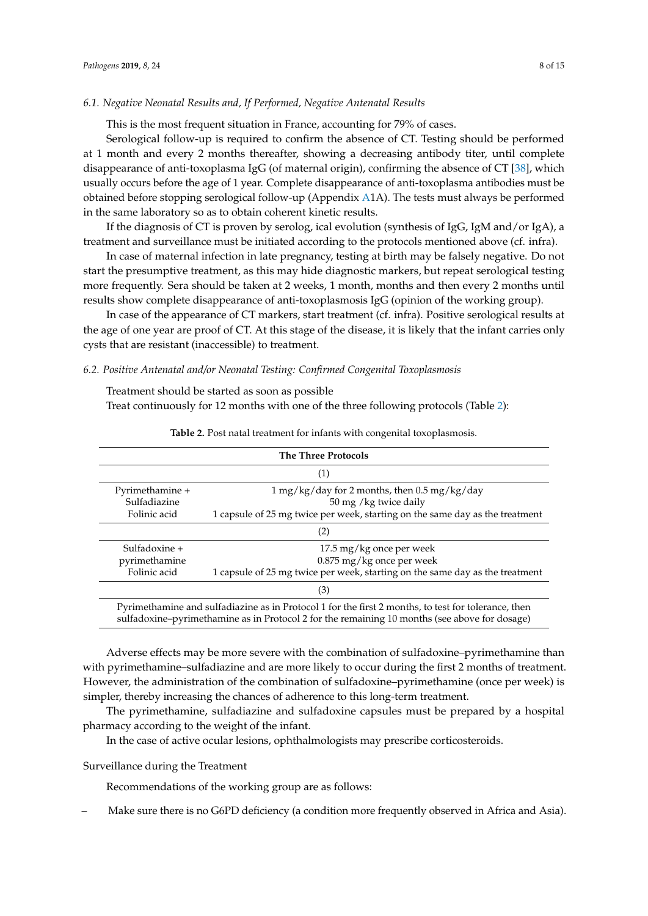### 6.1. Negative Neonatal Results and, If Performed, Negative Antenatal Results

This is the most frequent situation in France, accounting for 79% of cases.

Serological follow-up is required to confirm the absence of CT. Testing should be performed at 1 month and every 2 months thereafter, showing a decreasing antibody titer, until complete disappearance of anti-toxoplasma IgG (of maternal origin), confirming the absence of CT [38], which usually occurs before the age of 1 year. Complete disappearance of anti-toxoplasma antibodies must be obtained before stopping serological follow-up (Appendix A1A). The tests must always be performed in the same laboratory so as to obtain coherent kinetic results.

If the diagnosis of CT is proven by serolog, ical evolution (synthesis of IgG, IgM and/or IgA), a treatment and surveillance must be initiated according to the protocols mentioned above (cf. infra).

In case of maternal infection in late pregnancy, testing at birth may be falsely negative. Do not start the presumptive treatment, as this may hide diagnostic markers, but repeat serological testing more frequently. Sera should be taken at 2 weeks, 1 month, months and then every 2 months until results show complete disappearance of anti-toxoplasmosis IgG (opinion of the working group).

In case of the appearance of CT markers, start treatment (cf. infra). Positive serological results at the age of one year are proof of CT. At this stage of the disease, it is likely that the infant carries only cysts that are resistant (inaccessible) to treatment.

### 6.2. Positive Antenatal and/or Neonatal Testing: Confirmed Congenital Toxoplasmosis

Treatment should be started as soon as possible

Treat continuously for 12 months with one of the three following protocols (Table 2):

**Table 2.** Post natal treatment for infants with congenital toxoplasmosis.

| The Three Protocols | |
|---|---|
| (1) | |
| Pyrimethamine + | 1 mg/kg/day for 2 months, then 0.5 mg/kg/day |
| Sulfadiazine | 50 mg /kg twice daily |
| Folinic acid | 1 capsule of 25 mg twice per week, starting on the same day as the treatment |
| (2) | |
| Sulfadoxine + | 17.5 mg/kg once per week |
| pyrimethamine | 0.875 mg/kg once per week |
| Folinic acid | 1 capsule of 25 mg twice per week, starting on the same day as the treatment |
| (3) | |
| Pyrimethamine and sulfadiazine as in Protocol 1 for the first 2 months, to test for tolerance, then sulfadoxine–pyrimethamine as in Protocol 2 for the remaining 10 months (see above for dosage) | |

Adverse effects may be more severe with the combination of sulfadoxine–pyrimethamine than with pyrimethamine–sulfadiazine and are more likely to occur during the first 2 months of treatment. However, the administration of the combination of sulfadoxine–pyrimethamine (once per week) is simpler, thereby increasing the chances of adherence to this long-term treatment.

The pyrimethamine, sulfadiazine and sulfadoxine capsules must be prepared by a hospital pharmacy according to the weight of the infant.

In the case of active ocular lesions, ophthalmologists may prescribe corticosteroids.

Surveillance during the Treatment

Recommendations of the working group are as follows:

– Make sure there is no G6PD deficiency (a condition more frequently observed in Africa and Asia).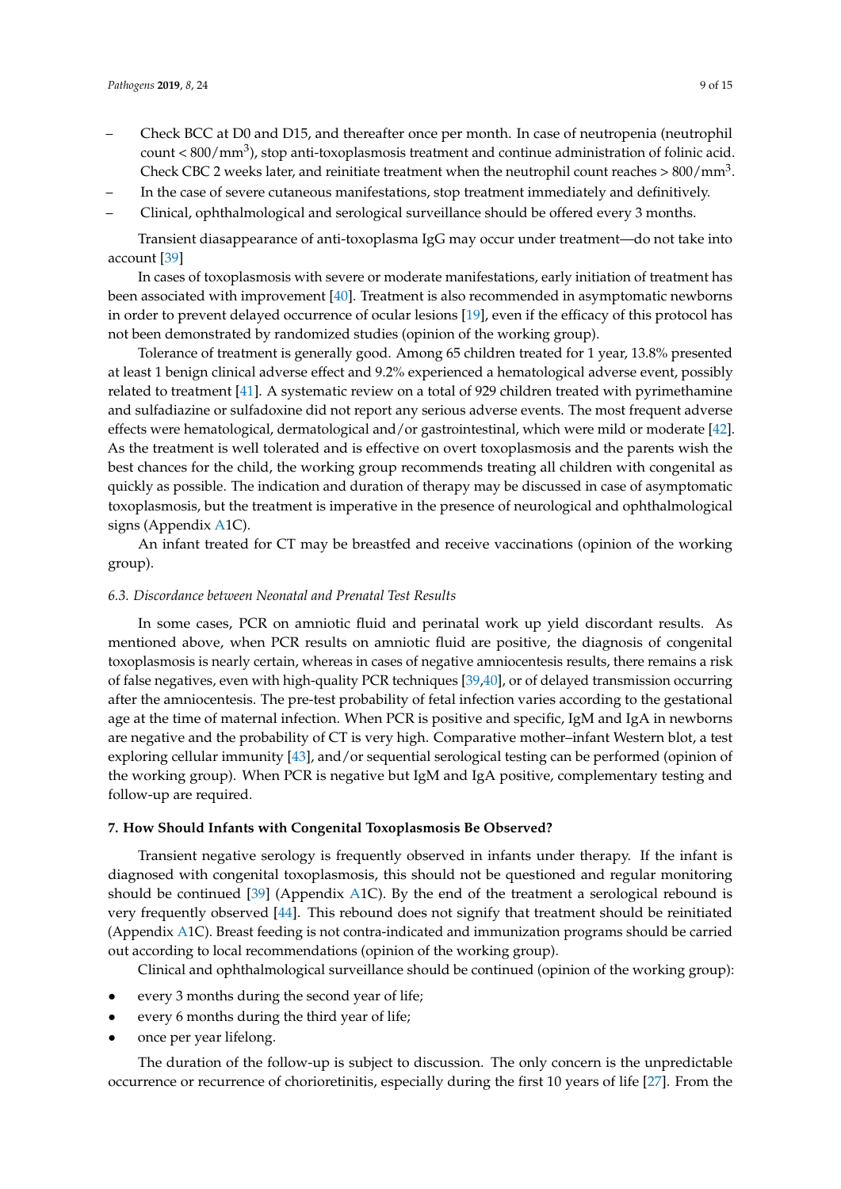- Check BCC at D0 and D15, and thereafter once per month. In case of neutropenia (neutrophil count < $800/mm^3$), stop anti-toxoplasmosis treatment and continue administration of folinic acid. Check CBC 2 weeks later, and reinitiate treatment when the neutrophil count reaches > $800/mm^3$.
- In the case of severe cutaneous manifestations, stop treatment immediately and definitively.
- Clinical, ophthalmological and serological surveillance should be offered every 3 months.

Transient diasappearance of anti-toxoplasma IgG may occur under treatment—do not take into account [39]

In cases of toxoplasmosis with severe or moderate manifestations, early initiation of treatment has been associated with improvement [40]. Treatment is also recommended in asymptomatic newborns in order to prevent delayed occurrence of ocular lesions [19], even if the efficacy of this protocol has not been demonstrated by randomized studies (opinion of the working group).

Tolerance of treatment is generally good. Among 65 children treated for 1 year, 13.8% presented at least 1 benign clinical adverse effect and 9.2% experienced a hematological adverse event, possibly related to treatment [41]. A systematic review on a total of 929 children treated with pyrimethamine and sulfadiazine or sulfadoxine did not report any serious adverse events. The most frequent adverse effects were hematological, dermatological and/or gastrointestinal, which were mild or moderate [42]. As the treatment is well tolerated and is effective on overt toxoplasmosis and the parents wish the best chances for the child, the working group recommends treating all children with congenital as quickly as possible. The indication and duration of therapy may be discussed in case of asymptomatic toxoplasmosis, but the treatment is imperative in the presence of neurological and ophthalmological signs (Appendix A1C).

An infant treated for CT may be breastfed and receive vaccinations (opinion of the working group).

### *6.3. Discordance between Neonatal and Prenatal Test Results*

In some cases, PCR on amniotic fluid and perinatal work up yield discordant results. As mentioned above, when PCR results on amniotic fluid are positive, the diagnosis of congenital toxoplasmosis is nearly certain, whereas in cases of negative amniocentesis results, there remains a risk of false negatives, even with high-quality PCR techniques [39,40], or of delayed transmission occurring after the amniocentesis. The pre-test probability of fetal infection varies according to the gestational age at the time of maternal infection. When PCR is positive and specific, IgM and IgA in newborns are negative and the probability of CT is very high. Comparative mother–infant Western blot, a test exploring cellular immunity [43], and/or sequential serological testing can be performed (opinion of the working group). When PCR is negative but IgM and IgA positive, complementary testing and follow-up are required.

## **7. How Should Infants with Congenital Toxoplasmosis Be Observed?**

Transient negative serology is frequently observed in infants under therapy. If the infant is diagnosed with congenital toxoplasmosis, this should not be questioned and regular monitoring should be continued [39] (Appendix A1C). By the end of the treatment a serological rebound is very frequently observed [44]. This rebound does not signify that treatment should be reinitiated (Appendix A1C). Breast feeding is not contra-indicated and immunization programs should be carried out according to local recommendations (opinion of the working group).

Clinical and ophthalmological surveillance should be continued (opinion of the working group):

- every 3 months during the second year of life;
- every 6 months during the third year of life;
- once per year lifelong.

The duration of the follow-up is subject to discussion. The only concern is the unpredictable occurrence or recurrence of chorioretinitis, especially during the first 10 years of life [27]. From the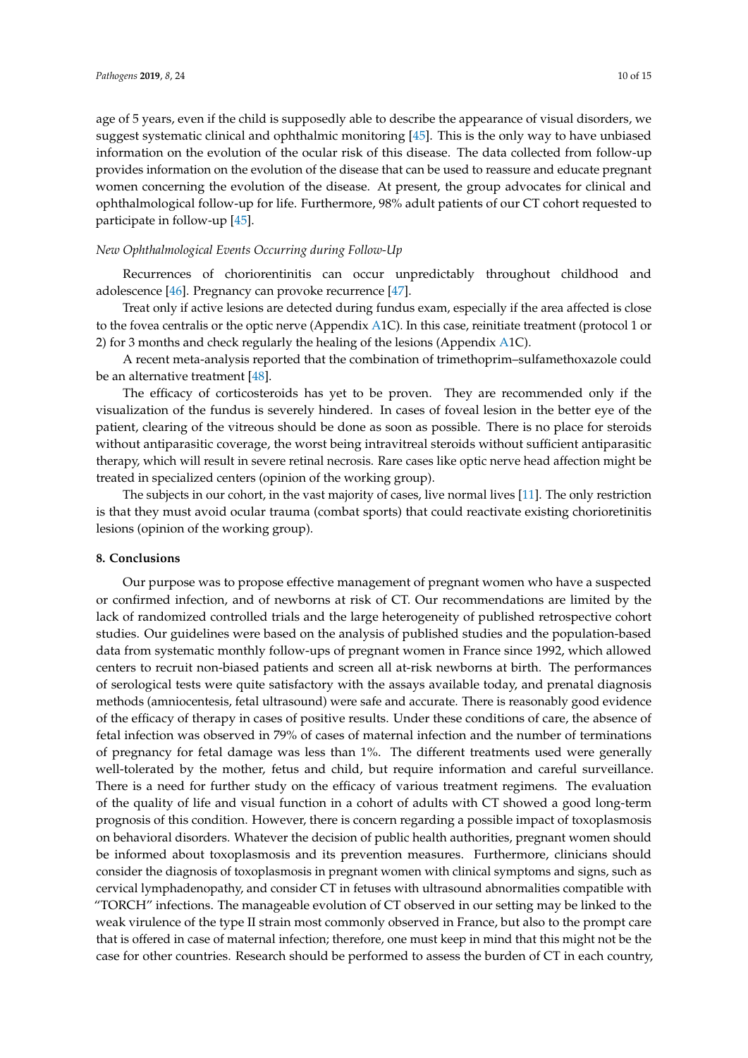age of 5 years, even if the child is supposedly able to describe the appearance of visual disorders, we suggest systematic clinical and ophthalmic monitoring [45]. This is the only way to have unbiased information on the evolution of the ocular risk of this disease. The data collected from follow-up provides information on the evolution of the disease that can be used to reassure and educate pregnant women concerning the evolution of the disease. At present, the group advocates for clinical and ophthalmological follow-up for life. Furthermore, 98% adult patients of our CT cohort requested to participate in follow-up [45].

*New Ophthalmological Events Occurring during Follow-Up*

Recurrences of chorioretinitis can occur unpredictably throughout childhood and adolescence [46]. Pregnancy can provoke recurrence [47].

Treat only if active lesions are detected during fundus exam, especially if the area affected is close to the fovea centralis or the optic nerve (Appendix A1C). In this case, reinitiate treatment (protocol 1 or 2) for 3 months and check regularly the healing of the lesions (Appendix A1C).

A recent meta-analysis reported that the combination of trimethoprim–sulfamethoxazole could be an alternative treatment [48].

The efficacy of corticosteroids has yet to be proven. They are recommended only if the visualization of the fundus is severely hindered. In cases of foveal lesion in the better eye of the patient, clearing of the vitreous should be done as soon as possible. There is no place for steroids without antiparasitic coverage, the worst being intravitreal steroids without sufficient antiparasitic therapy, which will result in severe retinal necrosis. Rare cases like optic nerve head affection might be treated in specialized centers (opinion of the working group).

The subjects in our cohort, in the vast majority of cases, live normal lives [11]. The only restriction is that they must avoid ocular trauma (combat sports) that could reactivate existing chorioretinitis lesions (opinion of the working group).

## 8. Conclusions

Our purpose was to propose effective management of pregnant women who have a suspected or confirmed infection, and of newborns at risk of CT. Our recommendations are limited by the lack of randomized controlled trials and the large heterogeneity of published retrospective cohort studies. Our guidelines were based on the analysis of published studies and the population-based data from systematic monthly follow-ups of pregnant women in France since 1992, which allowed centers to recruit non-biased patients and screen all at-risk newborns at birth. The performances of serological tests were quite satisfactory with the assays available today, and prenatal diagnosis methods (amniocentesis, fetal ultrasound) were safe and accurate. There is reasonably good evidence of the efficacy of therapy in cases of positive results. Under these conditions of care, the absence of fetal infection was observed in 79% of cases of maternal infection and the number of terminations of pregnancy for fetal damage was less than 1%. The different treatments used were generally well-tolerated by the mother, fetus and child, but require information and careful surveillance. There is a need for further study on the efficacy of various treatment regimens. The evaluation of the quality of life and visual function in a cohort of adults with CT showed a good long-term prognosis of this condition. However, there is concern regarding a possible impact of toxoplasmosis on behavioral disorders. Whatever the decision of public health authorities, pregnant women should be informed about toxoplasmosis and its prevention measures. Furthermore, clinicians should consider the diagnosis of toxoplasmosis in pregnant women with clinical symptoms and signs, such as cervical lymphadenopathy, and consider CT in fetuses with ultrasound abnormalities compatible with "TORCH" infections. The manageable evolution of CT observed in our setting may be linked to the weak virulence of the type II strain most commonly observed in France, but also to the prompt care that is offered in case of maternal infection; therefore, one must keep in mind that this might not be the case for other countries. Research should be performed to assess the burden of CT in each country,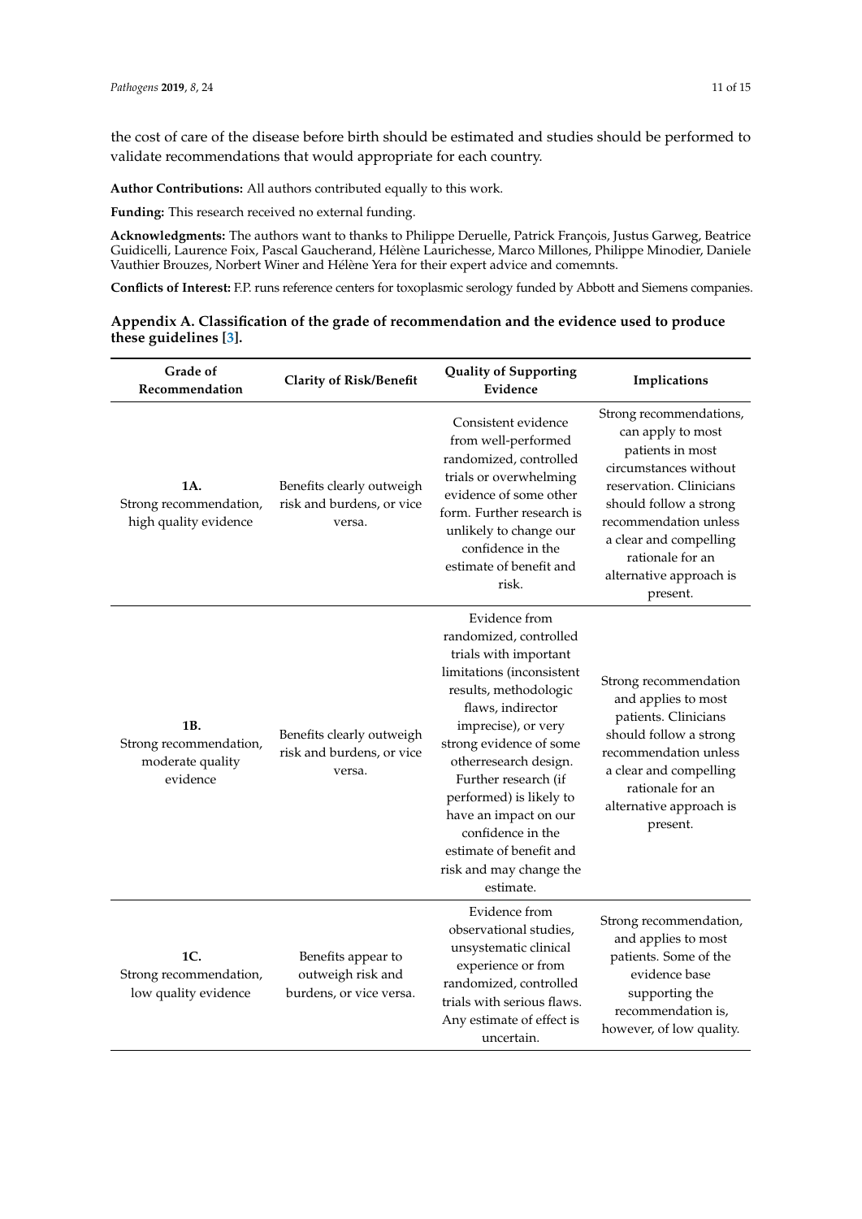the cost of care of the disease before birth should be estimated and studies should be performed to validate recommendations that would appropriate for each country.

**Author Contributions:** All authors contributed equally to this work.

**Funding:** This research received no external funding.

**Acknowledgments:** The authors want to thanks to Philippe Deruelle, Patrick François, Justus Garweg, Beatrice Guidicelli, Laurence Foix, Pascal Gaucherand, Hélène Laurichesse, Marco Millones, Philippe Minodier, Daniele Vauthier Brouzes, Norbert Winer and Hélène Yera for their expert advice and comemnts.

**Conflicts of Interest:** F.P. runs reference centers for toxoplasmic serology funded by Abbott and Siemens companies.

## Appendix A. Classification of the grade of recommendation and the evidence used to produce these guidelines [3].

| Grade of Recommendation | Clarity of Risk/Benefit | Quality of Supporting Evidence | Implications |
|---|---|---|---|
| **1A.** Strong recommendation, high quality evidence | Benefits clearly outweigh risk and burdens, or vice versa. | Consistent evidence from well-performed randomized, controlled trials or overwhelming evidence of some other form. Further research is unlikely to change our confidence in the estimate of benefit and risk. | Strong recommendations, can apply to most patients in most circumstances without reservation. Clinicians should follow a strong recommendation unless a clear and compelling rationale for an alternative approach is present. |
| **1B.** Strong recommendation, moderate quality evidence | Benefits clearly outweigh risk and burdens, or vice versa. | Evidence from randomized, controlled trials with important limitations (inconsistent results, methodologic flaws, indirector imprecise), or very strong evidence of some otherresearch design. Further research (if performed) is likely to have an impact on our confidence in the estimate of benefit and risk and may change the estimate. | Strong recommendation and applies to most patients. Clinicians should follow a strong recommendation unless a clear and compelling rationale for an alternative approach is present. |
| **1C.** Strong recommendation, low quality evidence | Benefits appear to outweigh risk and burdens, or vice versa. | Evidence from observational studies, unsystematic clinical experience or from randomized, controlled trials with serious flaws. Any estimate of effect is uncertain. | Strong recommendation, and applies to most patients. Some of the evidence base supporting the recommendation is, however, of low quality. |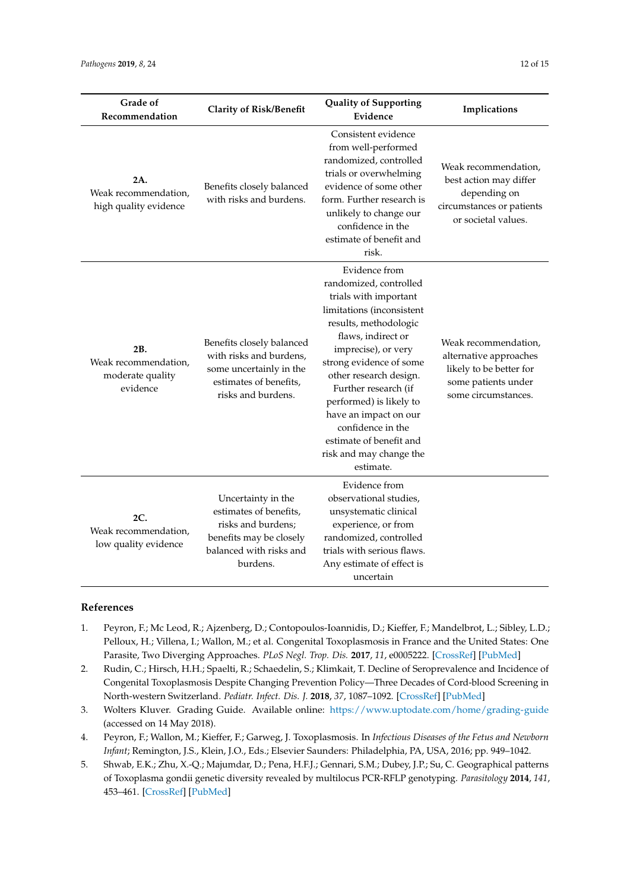| Grade of Recommendation | Clarity of Risk/Benefit | Quality of Supporting Evidence | Implications |
|---|---|---|---|
| **2A.** Weak recommendation, high quality evidence | Benefits closely balanced with risks and burdens. | Consistent evidence from well-performed randomized, controlled trials or overwhelming evidence of some other form. Further research is unlikely to change our confidence in the estimate of benefit and risk. | Weak recommendation, best action may differ depending on circumstances or patients or societal values. |
| **2B.** Weak recommendation, moderate quality evidence | Benefits closely balanced with risks and burdens, some uncertainly in the estimates of benefits, risks and burdens. | Evidence from randomized, controlled trials with important limitations (inconsistent results, methodologic flaws, indirect or imprecise), or very strong evidence of some other research design. Further research (if performed) is likely to have an impact on our confidence in the estimate of benefit and risk and may change the estimate. | Weak recommendation, alternative approaches likely to be better for some patients under some circumstances. |
| **2C.** Weak recommendation, low quality evidence | Uncertainty in the estimates of benefits, risks and burdens; benefits may be closely balanced with risks and burdens. | Evidence from observational studies, unsystematic clinical experience, or from randomized, controlled trials with serious flaws. Any estimate of effect is uncertain | |

## References

1. Peyron, F.; Mc Leod, R.; Ajzenberg, D.; Contopoulos-Ioannidis, D.; Kieffer, F.; Mandelbrot, L.; Sibley, L.D.; Pelloux, H.; Villena, I.; Wallon, M.; et al. Congenital Toxoplasmosis in France and the United States: One Parasite, Two Diverging Approaches. *PLoS Negl. Trop. Dis.* **2017**, *11*, e0005222. [CrossRef] [PubMed]
2. Rudin, C.; Hirsch, H.H.; Spaelti, R.; Schaedelin, S.; Klimkait, T. Decline of Seroprevalence and Incidence of Congenital Toxoplasmosis Despite Changing Prevention Policy—Three Decades of Cord-blood Screening in North-western Switzerland. *Pediatr. Infect. Dis. J.* **2018**, *37*, 1087–1092. [CrossRef] [PubMed]
3. Wolters Kluver. Grading Guide. Available online: https://www.uptodate.com/home/grading-guide (accessed on 14 May 2018).
4. Peyron, F.; Wallon, M.; Kieffer, F.; Garweg, J. Toxoplasmosis. In *Infectious Diseases of the Fetus and Newborn Infant*; Remington, J.S., Klein, J.O., Eds.; Elsevier Saunders: Philadelphia, PA, USA, 2016; pp. 949–1042.
5. Shwab, E.K.; Zhu, X.-Q.; Majumdar, D.; Pena, H.F.J.; Gennari, S.M.; Dubey, J.P.; Su, C. Geographical patterns of Toxoplasma gondii genetic diversity revealed by multilocus PCR-RFLP genotyping. *Parasitology* **2014**, *141*, 453–461. [CrossRef] [PubMed]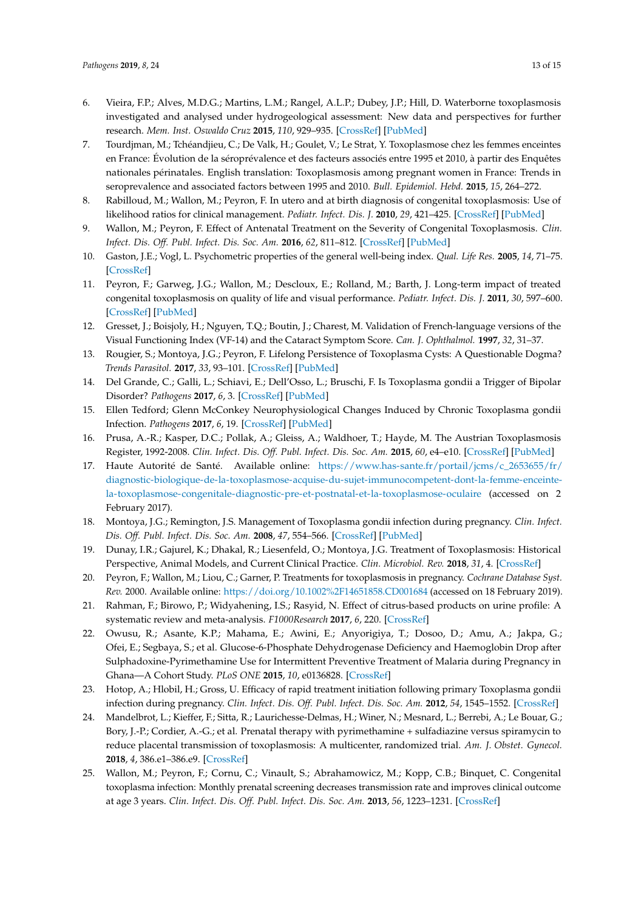6. Vieira, F.P.; Alves, M.D.G.; Martins, L.M.; Rangel, A.L.P.; Dubey, J.P.; Hill, D. Waterborne toxoplasmosis investigated and analysed under hydrogeological assessment: New data and perspectives for further research. *Mem. Inst. Oswaldo Cruz* **2015**, *110*, 929–935. [CrossRef] [PubMed]
7. Tourdjman, M.; Tchéandjieu, C.; De Valk, H.; Goulet, V.; Le Strat, Y. Toxoplasmose chez les femmes enceintes en France: Évolution de la séroprévalence et des facteurs associés entre 1995 et 2010, à partir des Enquêtes nationales périnatales. English translation: Toxoplasmosis among pregnant women in France: Trends in seroprevalence and associated factors between 1995 and 2010. *Bull. Epidemiol. Hebd.* **2015**, *15*, 264–272.
8. Rabilloud, M.; Wallon, M.; Peyron, F. In utero and at birth diagnosis of congenital toxoplasmosis: Use of likelihood ratios for clinical management. *Pediatr. Infect. Dis. J.* **2010**, *29*, 421–425. [CrossRef] [PubMed]
9. Wallon, M.; Peyron, F. Effect of Antenatal Treatment on the Severity of Congenital Toxoplasmosis. *Clin. Infect. Dis. Off. Publ. Infect. Dis. Soc. Am.* **2016**, *62*, 811–812. [CrossRef] [PubMed]
10. Gaston, J.E.; Vogl, L. Psychometric properties of the general well-being index. *Qual. Life Res.* **2005**, *14*, 71–75. [CrossRef]
11. Peyron, F.; Garweg, J.G.; Wallon, M.; Descloux, E.; Rolland, M.; Barth, J. Long-term impact of treated congenital toxoplasmosis on quality of life and visual performance. *Pediatr. Infect. Dis. J.* **2011**, *30*, 597–600. [CrossRef] [PubMed]
12. Gresset, J.; Boisjoly, H.; Nguyen, T.Q.; Boutin, J.; Charest, M. Validation of French-language versions of the Visual Functioning Index (VF-14) and the Cataract Symptom Score. *Can. J. Ophthalmol.* **1997**, *32*, 31–37.
13. Rougier, S.; Montoya, J.G.; Peyron, F. Lifelong Persistence of Toxoplasma Cysts: A Questionable Dogma? *Trends Parasitol.* **2017**, *33*, 93–101. [CrossRef] [PubMed]
14. Del Grande, C.; Galli, L.; Schiavi, E.; Dell'Osso, L.; Bruschi, F. Is Toxoplasma gondii a Trigger of Bipolar Disorder? *Pathogens* **2017**, *6*, 3. [CrossRef] [PubMed]
15. Ellen Tedford; Glenn McConkey Neurophysiological Changes Induced by Chronic Toxoplasma gondii Infection. *Pathogens* **2017**, *6*, 19. [CrossRef] [PubMed]
16. Prusa, A.-R.; Kasper, D.C.; Pollak, A.; Gleiss, A.; Waldhoer, T.; Hayde, M. The Austrian Toxoplasmosis Register, 1992-2008. *Clin. Infect. Dis. Off. Publ. Infect. Dis. Soc. Am.* **2015**, *60*, e4–e10. [CrossRef] [PubMed]
17. Haute Autorité de Santé. Available online: https://www.has-sante.fr/portail/jcms/c_2653655/fr/diagnostic-biologique-de-la-toxoplasmose-acquise-du-sujet-immunocompetent-dont-la-femme-enceinte-la-toxoplasmose-congenitale-diagnostic-pre-et-postnatal-et-la-toxoplasmose-oculaire (accessed on 2 February 2017).
18. Montoya, J.G.; Remington, J.S. Management of Toxoplasma gondii infection during pregnancy. *Clin. Infect. Dis. Off. Publ. Infect. Dis. Soc. Am.* **2008**, *47*, 554–566. [CrossRef] [PubMed]
19. Dunay, I.R.; Gajurel, K.; Dhakal, R.; Liesenfeld, O.; Montoya, J.G. Treatment of Toxoplasmosis: Historical Perspective, Animal Models, and Current Clinical Practice. *Clin. Microbiol. Rev.* **2018**, *31*, 4. [CrossRef]
20. Peyron, F.; Wallon, M.; Liou, C.; Garner, P. Treatments for toxoplasmosis in pregnancy. *Cochrane Database Syst. Rev.* 2000. Available online: https://doi.org/10.1002%2F14651858.CD001684 (accessed on 18 February 2019).
21. Rahman, F.; Birowo, P.; Widyahening, I.S.; Rasyid, N. Effect of citrus-based products on urine profile: A systematic review and meta-analysis. *F1000Research* **2017**, *6*, 220. [CrossRef]
22. Owusu, R.; Asante, K.P.; Mahama, E.; Awini, E.; Anyorigiya, T.; Dosoo, D.; Amu, A.; Jakpa, G.; Ofei, E.; Segbaya, S.; et al. Glucose-6-Phosphate Dehydrogenase Deficiency and Haemoglobin Drop after Sulphadoxine-Pyrimethamine Use for Intermittent Preventive Treatment of Malaria during Pregnancy in Ghana—A Cohort Study. *PLoS ONE* **2015**, *10*, e0136828. [CrossRef]
23. Hotop, A.; Hlobil, H.; Gross, U. Efficacy of rapid treatment initiation following primary Toxoplasma gondii infection during pregnancy. *Clin. Infect. Dis. Off. Publ. Infect. Dis. Soc. Am.* **2012**, *54*, 1545–1552. [CrossRef]
24. Mandelbrot, L.; Kieffer, F.; Sitta, R.; Laurichesse-Delmas, H.; Winer, N.; Mesnard, L.; Berrebi, A.; Le Bouar, G.; Bory, J.-P.; Cordier, A.-G.; et al. Prenatal therapy with pyrimethamine + sulfadiazine versus spiramycin to reduce placental transmission of toxoplasmosis: A multicenter, randomized trial. *Am. J. Obstet. Gynecol.* **2018**, *4*, 386.e1–386.e9. [CrossRef]
25. Wallon, M.; Peyron, F.; Cornu, C.; Vinault, S.; Abrahamowicz, M.; Kopp, C.B.; Binquet, C. Congenital toxoplasma infection: Monthly prenatal screening decreases transmission rate and improves clinical outcome at age 3 years. *Clin. Infect. Dis. Off. Publ. Infect. Dis. Soc. Am.* **2013**, *56*, 1223–1231. [CrossRef]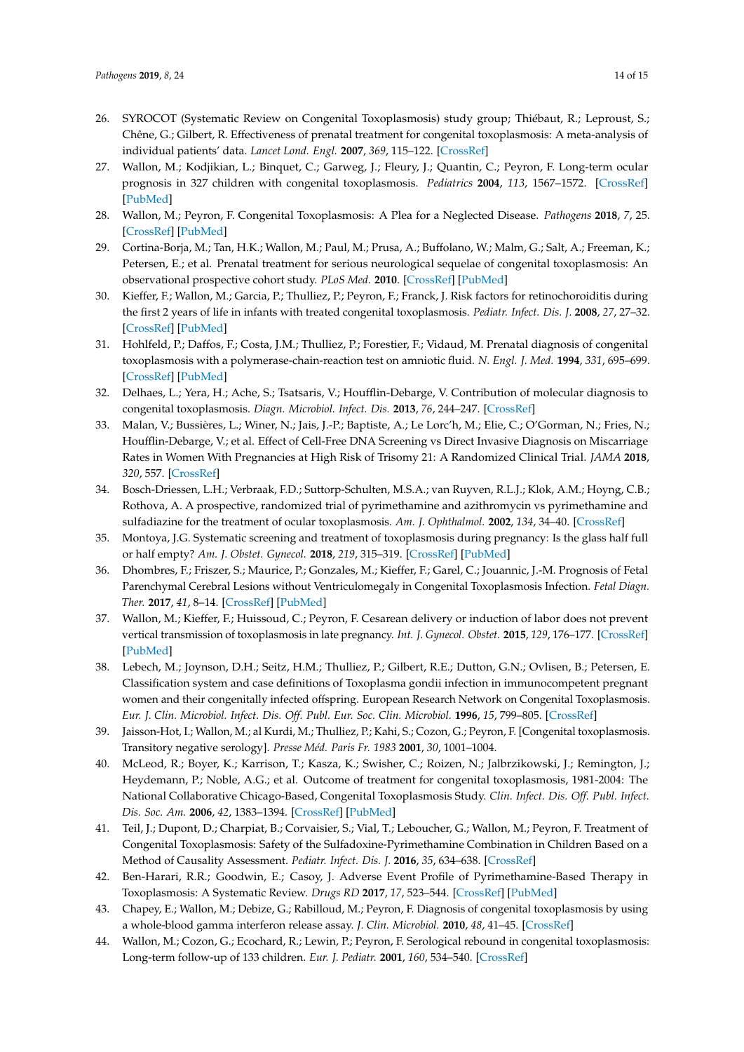26. SYROCOT (Systematic Review on Congenital Toxoplasmosis) study group; Thiébaut, R.; Leproust, S.; Chêne, G.; Gilbert, R. Effectiveness of prenatal treatment for congenital toxoplasmosis: A meta-analysis of individual patients' data. *Lancet Lond. Engl.* **2007**, *369*, 115–122. [CrossRef]
27. Wallon, M.; Kodjikian, L.; Binquet, C.; Garweg, J.; Fleury, J.; Quantin, C.; Peyron, F. Long-term ocular prognosis in 327 children with congenital toxoplasmosis. *Pediatrics* **2004**, *113*, 1567–1572. [CrossRef] [PubMed]
28. Wallon, M.; Peyron, F. Congenital Toxoplasmosis: A Plea for a Neglected Disease. *Pathogens* **2018**, *7*, 25. [CrossRef] [PubMed]
29. Cortina-Borja, M.; Tan, H.K.; Wallon, M.; Paul, M.; Prusa, A.; Buffolano, W.; Malm, G.; Salt, A.; Freeman, K.; Petersen, E.; et al. Prenatal treatment for serious neurological sequelae of congenital toxoplasmosis: An observational prospective cohort study. *PLoS Med.* **2010**. [CrossRef] [PubMed]
30. Kieffer, F.; Wallon, M.; Garcia, P.; Thulliez, P.; Peyron, F.; Franck, J. Risk factors for retinochoroiditis during the first 2 years of life in infants with treated congenital toxoplasmosis. *Pediatr. Infect. Dis. J.* **2008**, *27*, 27–32. [CrossRef] [PubMed]
31. Hohlfeld, P.; Daffos, F.; Costa, J.M.; Thulliez, P.; Forestier, F.; Vidaud, M. Prenatal diagnosis of congenital toxoplasmosis with a polymerase-chain-reaction test on amniotic fluid. *N. Engl. J. Med.* **1994**, *331*, 695–699. [CrossRef] [PubMed]
32. Delhaes, L.; Yera, H.; Ache, S.; Tsatsaris, V.; Houfflin-Debarge, V. Contribution of molecular diagnosis to congenital toxoplasmosis. *Diagn. Microbiol. Infect. Dis.* **2013**, *76*, 244–247. [CrossRef]
33. Malan, V.; Bussières, L.; Winer, N.; Jais, J.-P.; Baptiste, A.; Le Lorc'h, M.; Elie, C.; O'Gorman, N.; Fries, N.; Houfflin-Debarge, V.; et al. Effect of Cell-Free DNA Screening vs Direct Invasive Diagnosis on Miscarriage Rates in Women With Pregnancies at High Risk of Trisomy 21: A Randomized Clinical Trial. *JAMA* **2018**, *320*, 557. [CrossRef]
34. Bosch-Driessen, L.H.; Verbraak, F.D.; Suttorp-Schulten, M.S.A.; van Ruyven, R.L.J.; Klok, A.M.; Hoyng, C.B.; Rothova, A. A prospective, randomized trial of pyrimethamine and azithromycin vs pyrimethamine and sulfadiazine for the treatment of ocular toxoplasmosis. *Am. J. Ophthalmol.* **2002**, *134*, 34–40. [CrossRef]
35. Montoya, J.G. Systematic screening and treatment of toxoplasmosis during pregnancy: Is the glass half full or half empty? *Am. J. Obstet. Gynecol.* **2018**, *219*, 315–319. [CrossRef] [PubMed]
36. Dhombres, F.; Friszer, S.; Maurice, P.; Gonzales, M.; Kieffer, F.; Garel, C.; Jouannic, J.-M. Prognosis of Fetal Parenchymal Cerebral Lesions without Ventriculomegaly in Congenital Toxoplasmosis Infection. *Fetal Diagn. Ther.* **2017**, *41*, 8–14. [CrossRef] [PubMed]
37. Wallon, M.; Kieffer, F.; Huissoud, C.; Peyron, F. Cesarean delivery or induction of labor does not prevent vertical transmission of toxoplasmosis in late pregnancy. *Int. J. Gynecol. Obstet.* **2015**, *129*, 176–177. [CrossRef] [PubMed]
38. Lebech, M.; Joynson, D.H.; Seitz, H.M.; Thulliez, P.; Gilbert, R.E.; Dutton, G.N.; Ovlisen, B.; Petersen, E. Classification system and case definitions of Toxoplasma gondii infection in immunocompetent pregnant women and their congenitally infected offspring. European Research Network on Congenital Toxoplasmosis. *Eur. J. Clin. Microbiol. Infect. Dis. Off. Publ. Eur. Soc. Clin. Microbiol.* **1996**, *15*, 799–805. [CrossRef]
39. Jaisson-Hot, I.; Wallon, M.; al Kurdi, M.; Thulliez, P.; Kahi, S.; Cozon, G.; Peyron, F. [Congenital toxoplasmosis. Transitory negative serology]. *Presse Méd. Paris Fr. 1983* **2001**, *30*, 1001–1004.
40. McLeod, R.; Boyer, K.; Karrison, T.; Kasza, K.; Swisher, C.; Roizen, N.; Jalbrzikowski, J.; Remington, J.; Heydemann, P.; Noble, A.G.; et al. Outcome of treatment for congenital toxoplasmosis, 1981-2004: The National Collaborative Chicago-Based, Congenital Toxoplasmosis Study. *Clin. Infect. Dis. Off. Publ. Infect. Dis. Soc. Am.* **2006**, *42*, 1383–1394. [CrossRef] [PubMed]
41. Teil, J.; Dupont, D.; Charpiat, B.; Corvaisier, S.; Vial, T.; Leboucher, G.; Wallon, M.; Peyron, F. Treatment of Congenital Toxoplasmosis: Safety of the Sulfadoxine-Pyrimethamine Combination in Children Based on a Method of Causality Assessment. *Pediatr. Infect. Dis. J.* **2016**, *35*, 634–638. [CrossRef]
42. Ben-Harari, R.R.; Goodwin, E.; Casoy, J. Adverse Event Profile of Pyrimethamine-Based Therapy in Toxoplasmosis: A Systematic Review. *Drugs RD* **2017**, *17*, 523–544. [CrossRef] [PubMed]
43. Chapey, E.; Wallon, M.; Debize, G.; Rabilloud, M.; Peyron, F. Diagnosis of congenital toxoplasmosis by using a whole-blood gamma interferon release assay. *J. Clin. Microbiol.* **2010**, *48*, 41–45. [CrossRef]
44. Wallon, M.; Cozon, G.; Ecochard, R.; Lewin, P.; Peyron, F. Serological rebound in congenital toxoplasmosis: Long-term follow-up of 133 children. *Eur. J. Pediatr.* **2001**, *160*, 534–540. [CrossRef]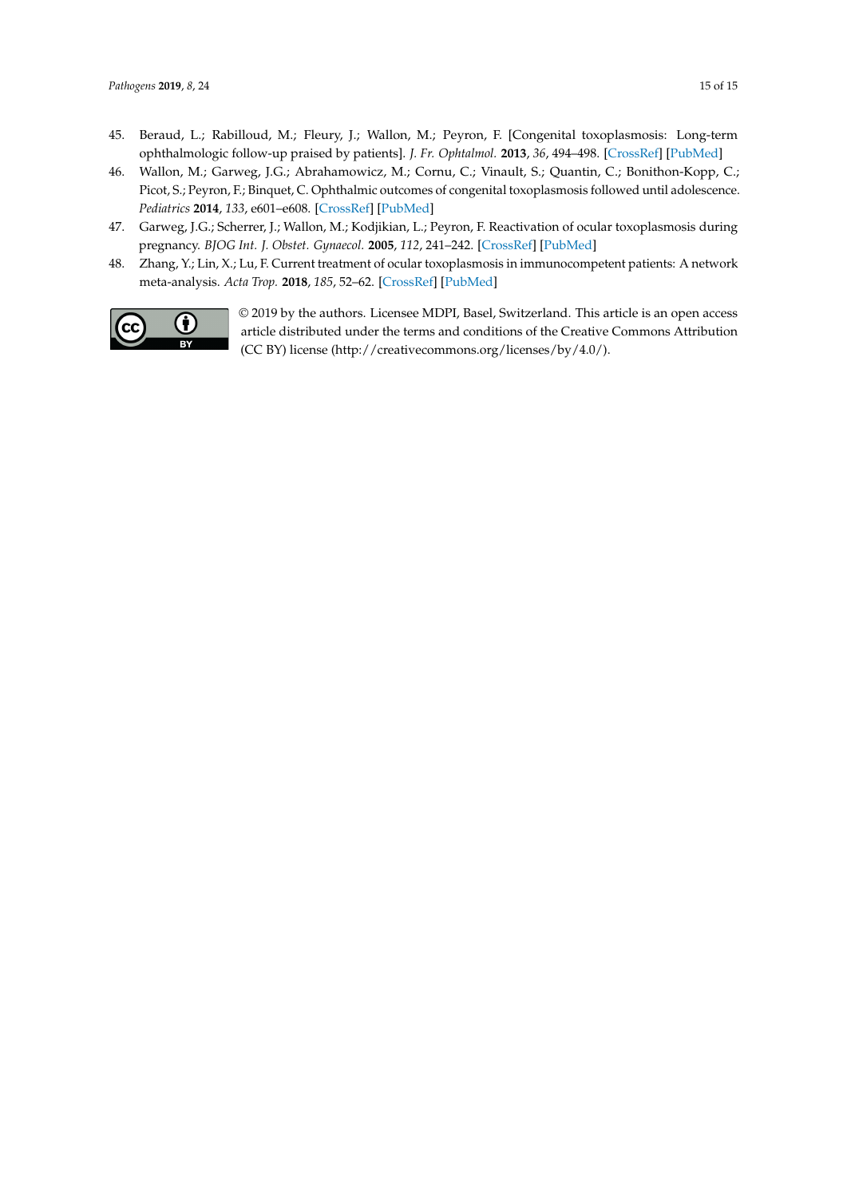45. Beraud, L.; Rabilloud, M.; Fleury, J.; Wallon, M.; Peyron, F. [Congenital toxoplasmosis: Long-term ophthalmologic follow-up praised by patients]. *J. Fr. Ophtalmol.* **2013**, *36*, 494–498. [CrossRef] [PubMed]
46. Wallon, M.; Garweg, J.G.; Abrahamowicz, M.; Cornu, C.; Vinault, S.; Quantin, C.; Bonithon-Kopp, C.; Picot, S.; Peyron, F.; Binquet, C. Ophthalmic outcomes of congenital toxoplasmosis followed until adolescence. *Pediatrics* **2014**, *133*, e601–e608. [CrossRef] [PubMed]
47. Garweg, J.G.; Scherrer, J.; Wallon, M.; Kodjikian, L.; Peyron, F. Reactivation of ocular toxoplasmosis during pregnancy. *BJOG Int. J. Obstet. Gynaecol.* **2005**, *112*, 241–242. [CrossRef] [PubMed]
48. Zhang, Y.; Lin, X.; Lu, F. Current treatment of ocular toxoplasmosis in immunocompetent patients: A network meta-analysis. *Acta Trop.* **2018**, *185*, 52–62. [CrossRef] [PubMed]

© 2019 by the authors. Licensee MDPI, Basel, Switzerland. This article is an open access article distributed under the terms and conditions of the Creative Commons Attribution (CC BY) license (http://creativecommons.org/licenses/by/4.0/).